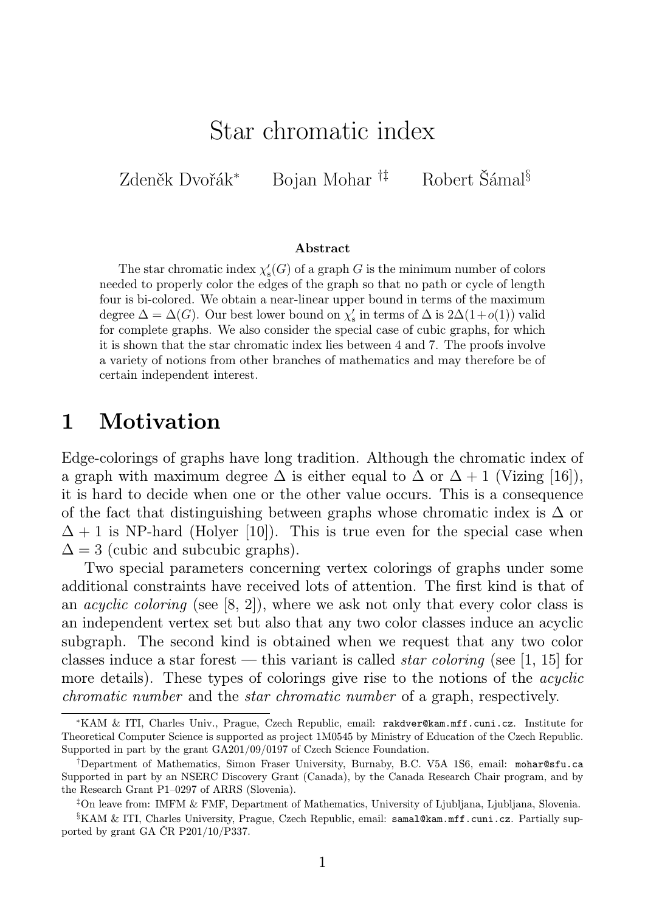# Star chromatic index

Zdeněk Dvořák[*] Bojan Mohar [†‡] Robert Šámal[§]

### Abstract

The star chromatic index $\chi'_s(G)$ of a graph $G$ is the minimum number of colors needed to properly color the edges of the graph so that no path or cycle of length four is bi-colored. We obtain a near-linear upper bound in terms of the maximum degree $\Delta = \Delta(G)$. Our best lower bound on $\chi'_s$ in terms of $\Delta$ is $2\Delta(1+o(1))$ valid for complete graphs. We also consider the special case of cubic graphs, for which it is shown that the star chromatic index lies between 4 and 7. The proofs involve a variety of notions from other branches of mathematics and may therefore be of certain independent interest.

## 1 Motivation

Edge-colorings of graphs have long tradition. Although the chromatic index of a graph with maximum degree $\Delta$ is either equal to $\Delta$ or $\Delta + 1$ (Vizing [16]), it is hard to decide when one or the other value occurs. This is a consequence of the fact that distinguishing between graphs whose chromatic index is $\Delta$ or $\Delta + 1$ is NP-hard (Holyer [10]). This is true even for the special case when $\Delta = 3$ (cubic and subcubic graphs).

Two special parameters concerning vertex colorings of graphs under some additional constraints have received lots of attention. The first kind is that of an *acyclic coloring* (see [8, 2]), where we ask not only that every color class is an independent vertex set but also that any two color classes induce an acyclic subgraph. The second kind is obtained when we request that any two color classes induce a star forest — this variant is called *star coloring* (see [1, 15] for more details). These types of colorings give rise to the notions of the *acyclic chromatic number* and the *star chromatic number* of a graph, respectively.

---

[*]KAM & ITI, Charles Univ., Prague, Czech Republic, email: rakdver@kam.mff.cuni.cz. Institute for Theoretical Computer Science is supported as project 1M0545 by Ministry of Education of the Czech Republic. Supported in part by the grant GA201/09/0197 of Czech Science Foundation.

[†]Department of Mathematics, Simon Fraser University, Burnaby, B.C. V5A 1S6, email: mohar@sfu.ca Supported in part by an NSERC Discovery Grant (Canada), by the Canada Research Chair program, and by the Research Grant P1–0297 of ARRS (Slovenia).

[‡]On leave from: IMFM & FMF, Department of Mathematics, University of Ljubljana, Ljubljana, Slovenia.

[§]KAM & ITI, Charles University, Prague, Czech Republic, email: samal@kam.mff.cuni.cz. Partially supported by grant GA ČR P201/10/P337.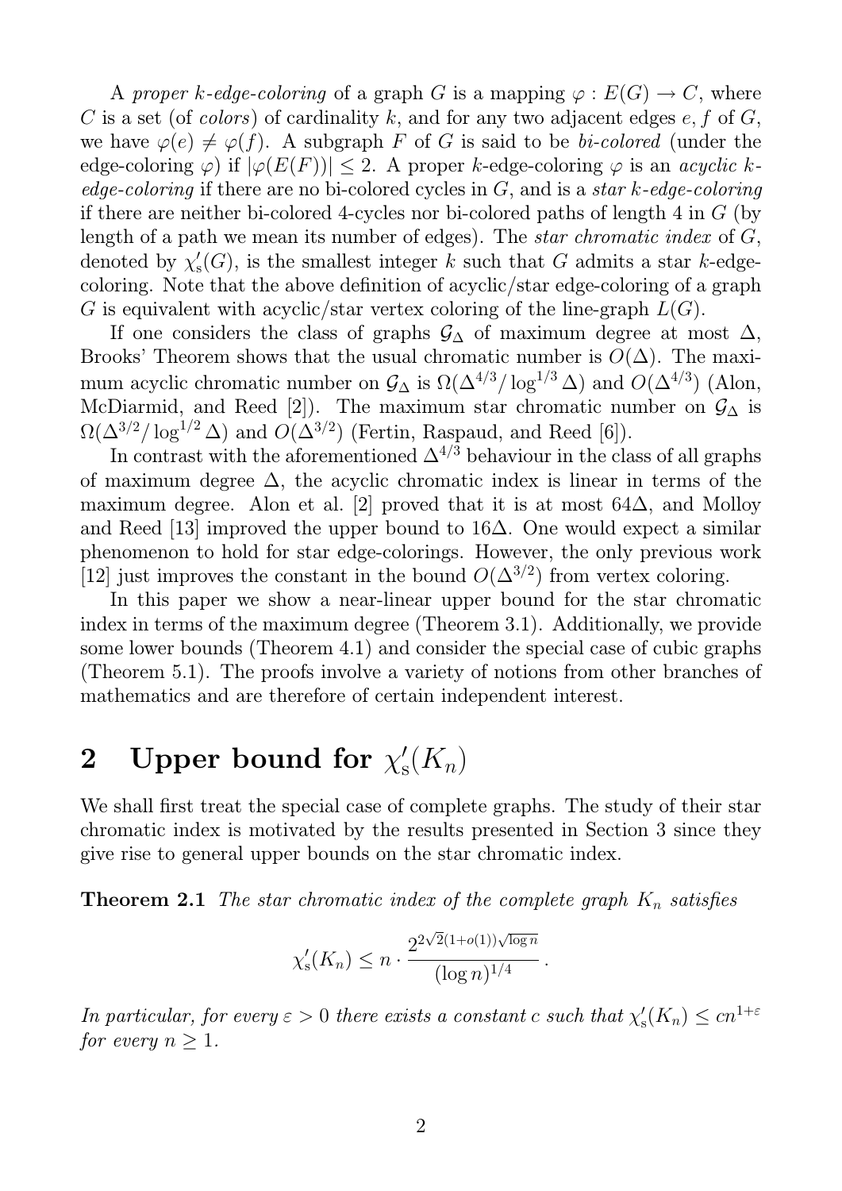A *proper $k$-edge-coloring* of a graph $G$ is a mapping $\varphi : E(G) \to C$, where $C$ is a set (of *colors*) of cardinality $k$, and for any two adjacent edges $e, f$ of $G$, we have $\varphi(e) \neq \varphi(f)$. A subgraph $F$ of $G$ is said to be *bi-colored* (under the edge-coloring $\varphi$) if $|\varphi(E(F))| \leq 2$. A proper $k$-edge-coloring $\varphi$ is an *acyclic $k$-edge-coloring* if there are no bi-colored cycles in $G$, and is a *star $k$-edge-coloring* if there are neither bi-colored 4-cycles nor bi-colored paths of length 4 in $G$ (by length of a path we mean its number of edges). The *star chromatic index* of $G$, denoted by $\chi'_{\mathrm{s}}(G)$, is the smallest integer $k$ such that $G$ admits a star $k$-edge-coloring. Note that the above definition of acyclic/star edge-coloring of a graph $G$ is equivalent with acyclic/star vertex coloring of the line-graph $L(G)$.

If one considers the class of graphs $\mathcal{G}_\Delta$ of maximum degree at most $\Delta$, Brooks' Theorem shows that the usual chromatic number is $O(\Delta)$. The maximum acyclic chromatic number on $\mathcal{G}_\Delta$ is $\Omega(\Delta^{4/3}/\log^{1/3}\Delta)$ and $O(\Delta^{4/3})$ (Alon, McDiarmid, and Reed [2]). The maximum star chromatic number on $\mathcal{G}_\Delta$ is $\Omega(\Delta^{3/2}/\log^{1/2}\Delta)$ and $O(\Delta^{3/2})$ (Fertin, Raspaud, and Reed [6]).

In contrast with the aforementioned $\Delta^{4/3}$ behaviour in the class of all graphs of maximum degree $\Delta$, the acyclic chromatic index is linear in terms of the maximum degree. Alon et al. [2] proved that it is at most $64\Delta$, and Molloy and Reed [13] improved the upper bound to $16\Delta$. One would expect a similar phenomenon to hold for star edge-colorings. However, the only previous work [12] just improves the constant in the bound $O(\Delta^{3/2})$ from vertex coloring.

In this paper we show a near-linear upper bound for the star chromatic index in terms of the maximum degree (Theorem 3.1). Additionally, we provide some lower bounds (Theorem 4.1) and consider the special case of cubic graphs (Theorem 5.1). The proofs involve a variety of notions from other branches of mathematics and are therefore of certain independent interest.

## 2 Upper bound for $\chi'_{\mathrm{s}}(K_n)$

We shall first treat the special case of complete graphs. The study of their star chromatic index is motivated by the results presented in Section 3 since they give rise to general upper bounds on the star chromatic index.

**Theorem 2.1** *The star chromatic index of the complete graph $K_n$ satisfies*

$$\chi'_{\mathrm{s}}(K_n) \leq n \cdot \frac{2^{2\sqrt{2}(1+o(1))\sqrt{\log n}}}{(\log n)^{1/4}}.$$

*In particular, for every $\varepsilon > 0$ there exists a constant $c$ such that $\chi'_{\mathrm{s}}(K_n) \leq cn^{1+\varepsilon}$ for every $n \geq 1$.*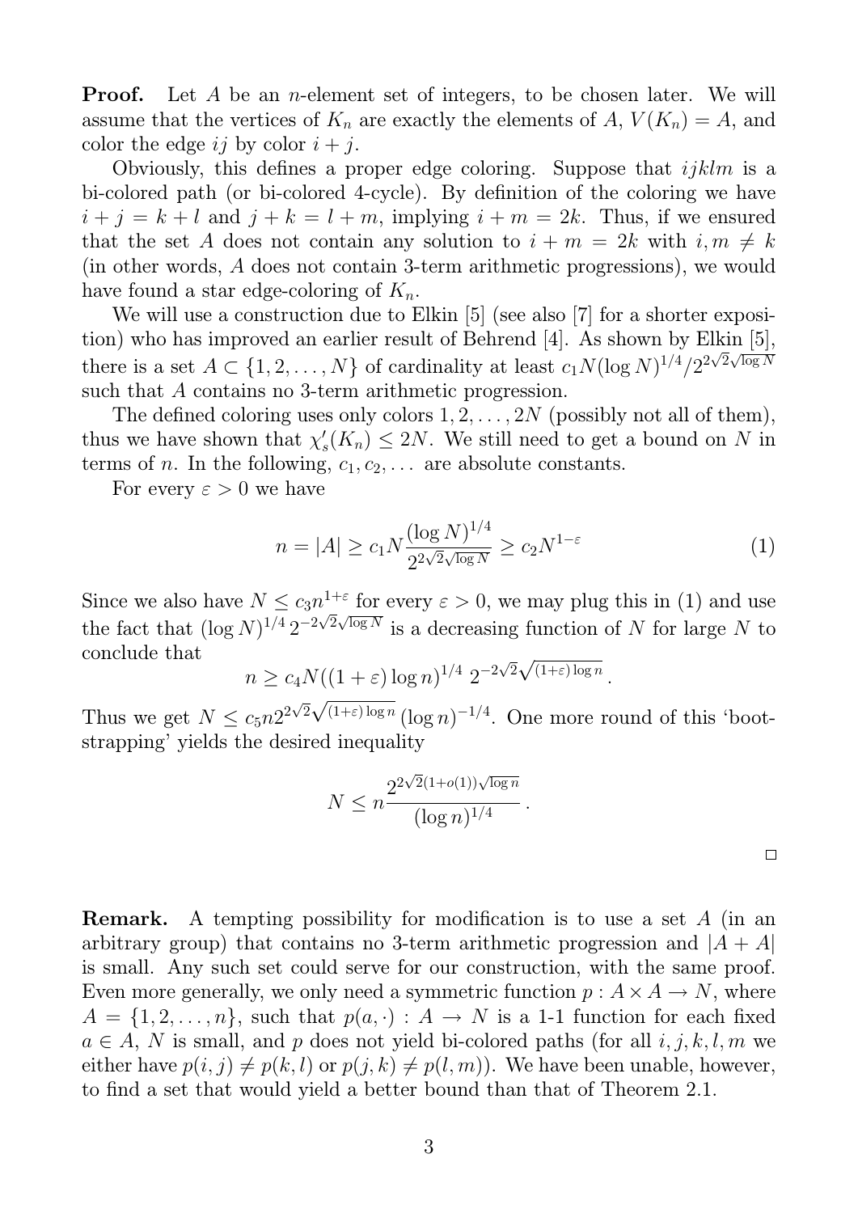**Proof.** Let $A$ be an $n$-element set of integers, to be chosen later. We will assume that the vertices of $K_n$ are exactly the elements of $A$, $V(K_n) = A$, and color the edge $ij$ by color $i + j$.

Obviously, this defines a proper edge coloring. Suppose that $ijklm$ is a bi-colored path (or bi-colored 4-cycle). By definition of the coloring we have $i + j = k + l$ and $j + k = l + m$, implying $i + m = 2k$. Thus, if we ensured that the set $A$ does not contain any solution to $i + m = 2k$ with $i, m \neq k$ (in other words, $A$ does not contain 3-term arithmetic progressions), we would have found a star edge-coloring of $K_n$.

We will use a construction due to Elkin [5] (see also [7] for a shorter exposition) who has improved an earlier result of Behrend [4]. As shown by Elkin [5], there is a set $A \subset \{1, 2, \ldots, N\}$ of cardinality at least $c_1 N (\log N)^{1/4} / 2^{2\sqrt{2}\sqrt{\log N}}$ such that $A$ contains no 3-term arithmetic progression.

The defined coloring uses only colors $1, 2, \ldots, 2N$ (possibly not all of them), thus we have shown that $\chi'_s(K_n) \leq 2N$. We still need to get a bound on $N$ in terms of $n$. In the following, $c_1, c_2, \ldots$ are absolute constants.

For every $\varepsilon > 0$ we have

$$n = |A| \geq c_1 N \frac{(\log N)^{1/4}}{2^{2\sqrt{2}\sqrt{\log N}}} \geq c_2 N^{1-\varepsilon} \tag{1}$$

Since we also have $N \leq c_3 n^{1+\varepsilon}$ for every $\varepsilon > 0$, we may plug this in (1) and use the fact that $(\log N)^{1/4} 2^{-2\sqrt{2}\sqrt{\log N}}$ is a decreasing function of $N$ for large $N$ to conclude that

$$n \geq c_4 N ((1+\varepsilon)\log n)^{1/4} \, 2^{-2\sqrt{2}\sqrt{(1+\varepsilon)\log n}} .$$

Thus we get $N \leq c_5 n 2^{2\sqrt{2}\sqrt{(1+\varepsilon)\log n}} (\log n)^{-1/4}$. One more round of this 'bootstrapping' yields the desired inequality

$$N \leq n \frac{2^{2\sqrt{2}(1+o(1))\sqrt{\log n}}}{(\log n)^{1/4}} .$$

□

**Remark.** A tempting possibility for modification is to use a set $A$ (in an arbitrary group) that contains no 3-term arithmetic progression and $|A + A|$ is small. Any such set could serve for our construction, with the same proof. Even more generally, we only need a symmetric function $p : A \times A \to N$, where $A = \{1, 2, \ldots, n\}$, such that $p(a, \cdot) : A \to N$ is a 1-1 function for each fixed $a \in A$, $N$ is small, and $p$ does not yield bi-colored paths (for all $i, j, k, l, m$ we either have $p(i, j) \neq p(k, l)$ or $p(j, k) \neq p(l, m)$). We have been unable, however, to find a set that would yield a better bound than that of Theorem 2.1.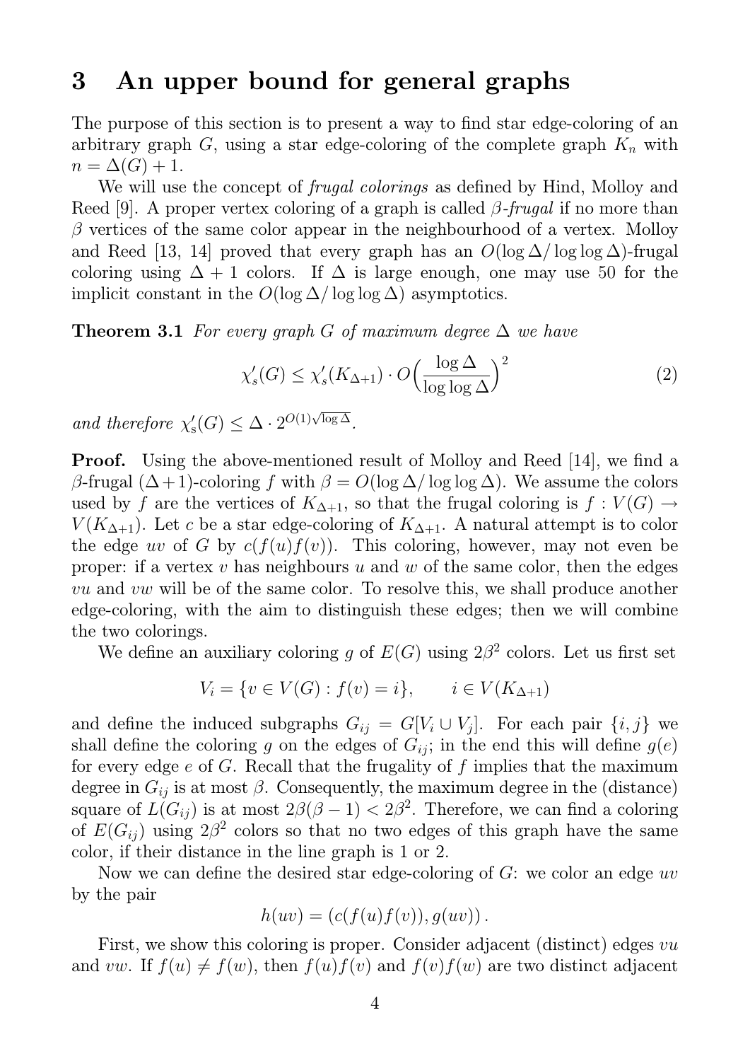## 3 An upper bound for general graphs

The purpose of this section is to present a way to find star edge-coloring of an arbitrary graph $G$, using a star edge-coloring of the complete graph $K_n$ with $n = \Delta(G) + 1$.

We will use the concept of *frugal colorings* as defined by Hind, Molloy and Reed [9]. A proper vertex coloring of a graph is called $\beta$*-frugal* if no more than $\beta$ vertices of the same color appear in the neighbourhood of a vertex. Molloy and Reed [13, 14] proved that every graph has an $O(\log\Delta/\log\log\Delta)$-frugal coloring using $\Delta + 1$ colors. If $\Delta$ is large enough, one may use 50 for the implicit constant in the $O(\log\Delta/\log\log\Delta)$ asymptotics.

**Theorem 3.1** *For every graph $G$ of maximum degree $\Delta$ we have*

$$\chi'_s(G) \le \chi'_s(K_{\Delta+1}) \cdot O\Big(\frac{\log\Delta}{\log\log\Delta}\Big)^2 \tag{2}$$

*and therefore $\chi'_s(G) \le \Delta \cdot 2^{O(1)\sqrt{\log\Delta}}$.*

**Proof.** Using the above-mentioned result of Molloy and Reed [14], we find a $\beta$-frugal $(\Delta+1)$-coloring $f$ with $\beta = O(\log\Delta/\log\log\Delta)$. We assume the colors used by $f$ are the vertices of $K_{\Delta+1}$, so that the frugal coloring is $f : V(G) \to V(K_{\Delta+1})$. Let $c$ be a star edge-coloring of $K_{\Delta+1}$. A natural attempt is to color the edge $uv$ of $G$ by $c(f(u)f(v))$. This coloring, however, may not even be proper: if a vertex $v$ has neighbours $u$ and $w$ of the same color, then the edges $vu$ and $vw$ will be of the same color. To resolve this, we shall produce another edge-coloring, with the aim to distinguish these edges; then we will combine the two colorings.

We define an auxiliary coloring $g$ of $E(G)$ using $2\beta^2$ colors. Let us first set

$$V_i = \{v \in V(G) : f(v) = i\}, \qquad i \in V(K_{\Delta+1})$$

and define the induced subgraphs $G_{ij} = G[V_i \cup V_j]$. For each pair $\{i, j\}$ we shall define the coloring $g$ on the edges of $G_{ij}$; in the end this will define $g(e)$ for every edge $e$ of $G$. Recall that the frugality of $f$ implies that the maximum degree in $G_{ij}$ is at most $\beta$. Consequently, the maximum degree in the (distance) square of $L(G_{ij})$ is at most $2\beta(\beta-1) < 2\beta^2$. Therefore, we can find a coloring of $E(G_{ij})$ using $2\beta^2$ colors so that no two edges of this graph have the same color, if their distance in the line graph is 1 or 2.

Now we can define the desired star edge-coloring of $G$: we color an edge $uv$ by the pair

$$h(uv) = (c(f(u)f(v)), g(uv)).$$

First, we show this coloring is proper. Consider adjacent (distinct) edges $vu$ and $vw$. If $f(u) \ne f(w)$, then $f(u)f(v)$ and $f(v)f(w)$ are two distinct adjacent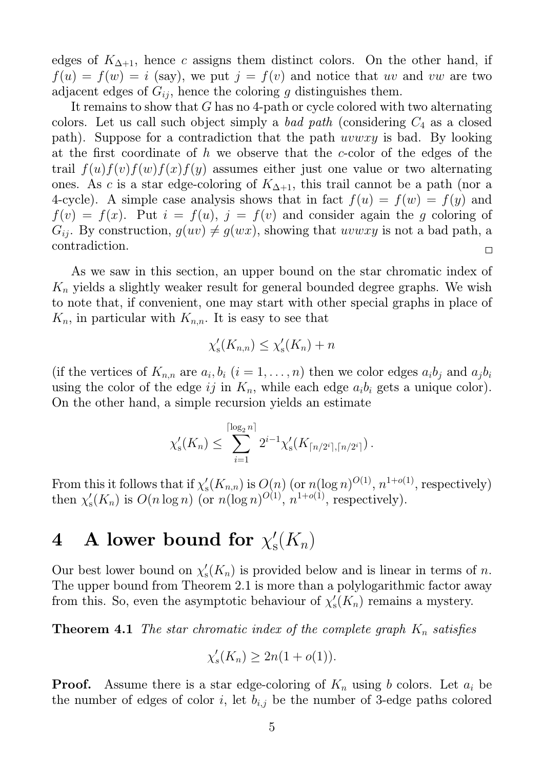edges of $K_{\Delta+1}$, hence $c$ assigns them distinct colors. On the other hand, if $f(u) = f(w) = i$ (say), we put $j = f(v)$ and notice that $uv$ and $vw$ are two adjacent edges of $G_{ij}$, hence the coloring $g$ distinguishes them.

It remains to show that $G$ has no 4-path or cycle colored with two alternating colors. Let us call such object simply a *bad path* (considering $C_4$ as a closed path). Suppose for a contradiction that the path $uvwxy$ is bad. By looking at the first coordinate of $h$ we observe that the $c$-color of the edges of the trail $f(u)f(v)f(w)f(x)f(y)$ assumes either just one value or two alternating ones. As $c$ is a star edge-coloring of $K_{\Delta+1}$, this trail cannot be a path (nor a 4-cycle). A simple case analysis shows that in fact $f(u) = f(w) = f(y)$ and $f(v) = f(x)$. Put $i = f(u)$, $j = f(v)$ and consider again the $g$ coloring of $G_{ij}$. By construction, $g(uv) \neq g(wx)$, showing that $uvwxy$ is not a bad path, a contradiction. □

As we saw in this section, an upper bound on the star chromatic index of $K_n$ yields a slightly weaker result for general bounded degree graphs. We wish to note that, if convenient, one may start with other special graphs in place of $K_n$, in particular with $K_{n,n}$. It is easy to see that

$$\chi'_s(K_{n,n}) \leq \chi'_s(K_n) + n$$

(if the vertices of $K_{n,n}$ are $a_i, b_i$ ($i = 1, \ldots, n$) then we color edges $a_i b_j$ and $a_j b_i$ using the color of the edge $ij$ in $K_n$, while each edge $a_i b_i$ gets a unique color). On the other hand, a simple recursion yields an estimate

$$\chi'_s(K_n) \leq \sum_{i=1}^{\lceil \log_2 n \rceil} 2^{i-1} \chi'_s(K_{\lceil n/2^i \rceil, \lceil n/2^i \rceil}).$$

From this it follows that if $\chi'_s(K_{n,n})$ is $O(n)$ (or $n(\log n)^{O(1)}$, $n^{1+o(1)}$, respectively) then $\chi'_s(K_n)$ is $O(n \log n)$ (or $n(\log n)^{O(1)}$, $n^{1+o(1)}$, respectively).

# 4 A lower bound for $\chi'_s(K_n)$

Our best lower bound on $\chi'_s(K_n)$ is provided below and is linear in terms of $n$. The upper bound from Theorem 2.1 is more than a polylogarithmic factor away from this. So, even the asymptotic behaviour of $\chi'_s(K_n)$ remains a mystery.

**Theorem 4.1** *The star chromatic index of the complete graph $K_n$ satisfies*

$$\chi'_s(K_n) \geq 2n(1 + o(1)).$$

**Proof.** Assume there is a star edge-coloring of $K_n$ using $b$ colors. Let $a_i$ be the number of edges of color $i$, let $b_{i,j}$ be the number of 3-edge paths colored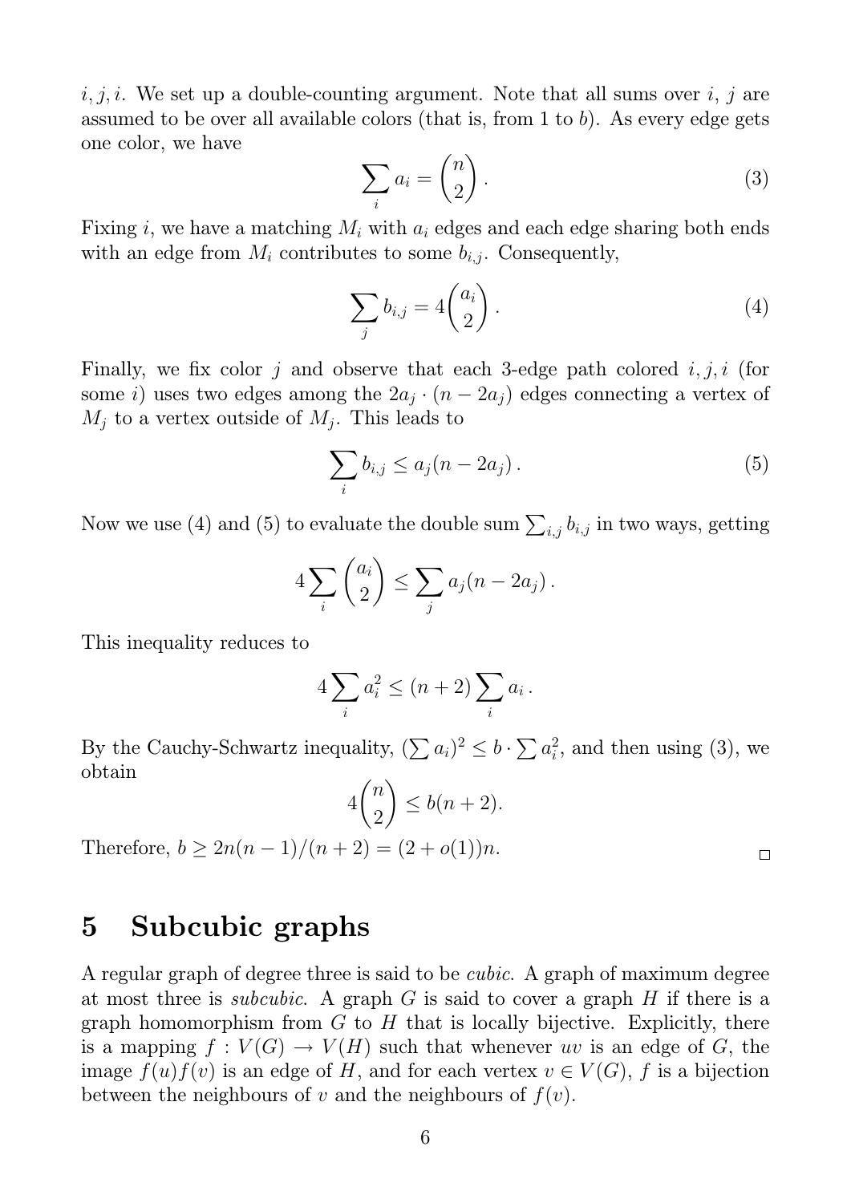$i, j, i$. We set up a double-counting argument. Note that all sums over $i$, $j$ are assumed to be over all available colors (that is, from 1 to $b$). As every edge gets one color, we have

$$\sum_i a_i = \binom{n}{2}. \tag{3}$$

Fixing $i$, we have a matching $M_i$ with $a_i$ edges and each edge sharing both ends with an edge from $M_i$ contributes to some $b_{i,j}$. Consequently,

$$\sum_j b_{i,j} = 4\binom{a_i}{2}. \tag{4}$$

Finally, we fix color $j$ and observe that each 3-edge path colored $i, j, i$ (for some $i$) uses two edges among the $2a_j \cdot (n - 2a_j)$ edges connecting a vertex of $M_j$ to a vertex outside of $M_j$. This leads to

$$\sum_i b_{i,j} \leq a_j(n - 2a_j). \tag{5}$$

Now we use (4) and (5) to evaluate the double sum $\sum_{i,j} b_{i,j}$ in two ways, getting

$$4\sum_i \binom{a_i}{2} \leq \sum_j a_j(n - 2a_j).$$

This inequality reduces to

$$4\sum_i a_i^2 \leq (n+2)\sum_i a_i.$$

By the Cauchy-Schwartz inequality, $(\sum a_i)^2 \leq b \cdot \sum a_i^2$, and then using (3), we obtain

$$4\binom{n}{2} \leq b(n+2).$$

Therefore, $b \geq 2n(n-1)/(n+2) = (2 + o(1))n$. □

# 5 Subcubic graphs

A regular graph of degree three is said to be *cubic*. A graph of maximum degree at most three is *subcubic*. A graph $G$ is said to cover a graph $H$ if there is a graph homomorphism from $G$ to $H$ that is locally bijective. Explicitly, there is a mapping $f : V(G) \to V(H)$ such that whenever $uv$ is an edge of $G$, the image $f(u)f(v)$ is an edge of $H$, and for each vertex $v \in V(G)$, $f$ is a bijection between the neighbours of $v$ and the neighbours of $f(v)$.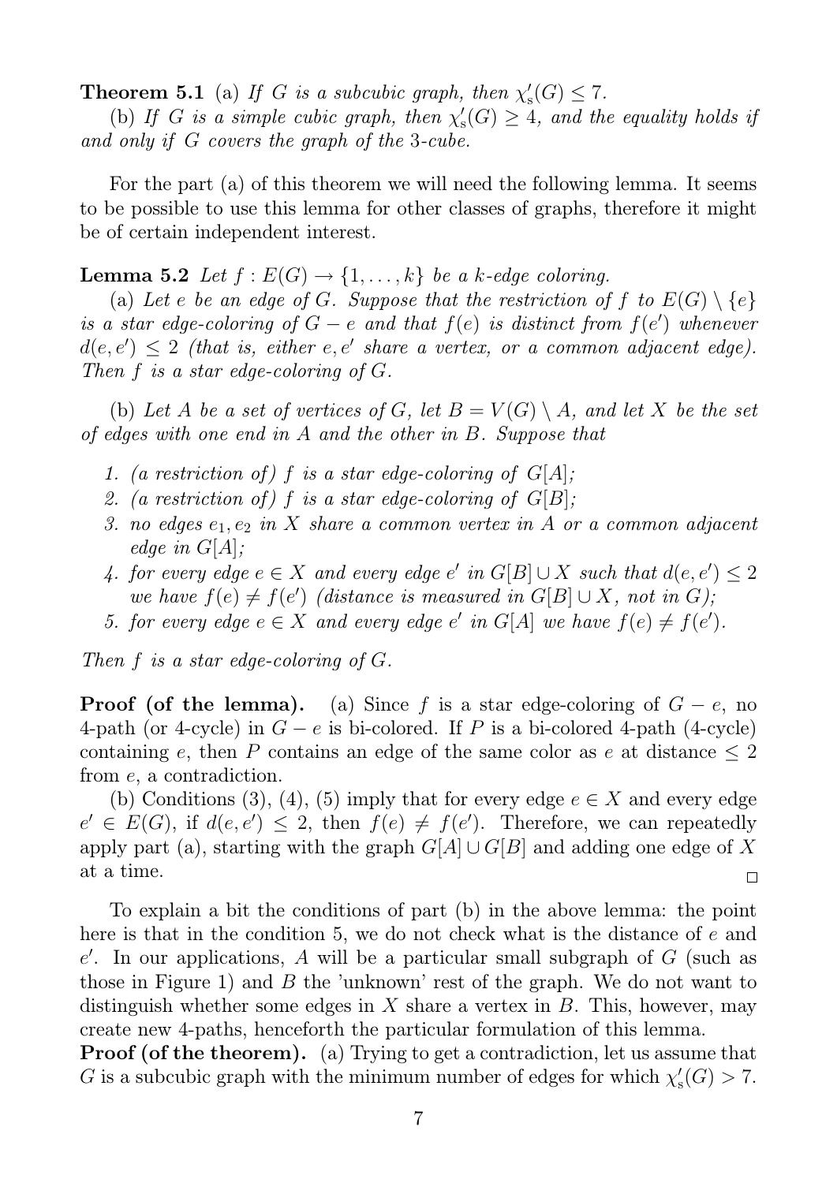**Theorem 5.1** (a) *If $G$ is a subcubic graph, then $\chi'_s(G) \leq 7$.*

(b) *If $G$ is a simple cubic graph, then $\chi'_s(G) \geq 4$, and the equality holds if and only if $G$ covers the graph of the 3-cube.*

For the part (a) of this theorem we will need the following lemma. It seems to be possible to use this lemma for other classes of graphs, therefore it might be of certain independent interest.

**Lemma 5.2** *Let $f : E(G) \to \{1, \ldots, k\}$ be a $k$-edge coloring.*

(a) *Let $e$ be an edge of $G$. Suppose that the restriction of $f$ to $E(G) \setminus \{e\}$ is a star edge-coloring of $G - e$ and that $f(e)$ is distinct from $f(e')$ whenever $d(e, e') \leq 2$ (that is, either $e, e'$ share a vertex, or a common adjacent edge). Then $f$ is a star edge-coloring of $G$.*

(b) *Let $A$ be a set of vertices of $G$, let $B = V(G) \setminus A$, and let $X$ be the set of edges with one end in $A$ and the other in $B$. Suppose that*

1. *(a restriction of) $f$ is a star edge-coloring of $G[A]$;*
2. *(a restriction of) $f$ is a star edge-coloring of $G[B]$;*
3. *no edges $e_1, e_2$ in $X$ share a common vertex in $A$ or a common adjacent edge in $G[A]$;*
4. *for every edge $e \in X$ and every edge $e'$ in $G[B] \cup X$ such that $d(e, e') \leq 2$ we have $f(e) \neq f(e')$ (distance is measured in $G[B] \cup X$, not in $G$);*
5. *for every edge $e \in X$ and every edge $e'$ in $G[A]$ we have $f(e) \neq f(e')$.*

*Then $f$ is a star edge-coloring of $G$.*

**Proof (of the lemma).** (a) Since $f$ is a star edge-coloring of $G - e$, no 4-path (or 4-cycle) in $G - e$ is bi-colored. If $P$ is a bi-colored 4-path (4-cycle) containing $e$, then $P$ contains an edge of the same color as $e$ at distance $\leq 2$ from $e$, a contradiction.

(b) Conditions (3), (4), (5) imply that for every edge $e \in X$ and every edge $e' \in E(G)$, if $d(e, e') \leq 2$, then $f(e) \neq f(e')$. Therefore, we can repeatedly apply part (a), starting with the graph $G[A] \cup G[B]$ and adding one edge of $X$ at a time. □

To explain a bit the conditions of part (b) in the above lemma: the point here is that in the condition 5, we do not check what is the distance of $e$ and $e'$. In our applications, $A$ will be a particular small subgraph of $G$ (such as those in Figure 1) and $B$ the 'unknown' rest of the graph. We do not want to distinguish whether some edges in $X$ share a vertex in $B$. This, however, may create new 4-paths, henceforth the particular formulation of this lemma.

**Proof (of the theorem).** (a) Trying to get a contradiction, let us assume that $G$ is a subcubic graph with the minimum number of edges for which $\chi'_s(G) > 7$.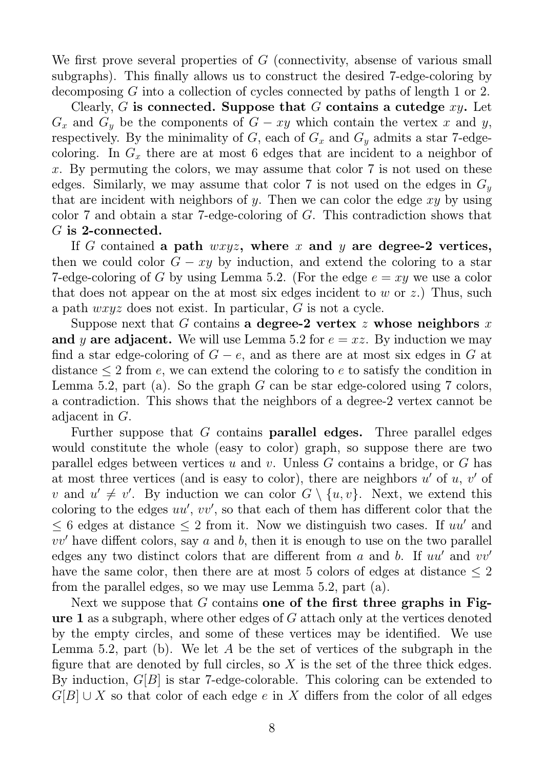We first prove several properties of $G$ (connectivity, absense of various small subgraphs). This finally allows us to construct the desired 7-edge-coloring by decomposing $G$ into a collection of cycles connected by paths of length 1 or 2.

Clearly, $G$ **is connected. Suppose that** $G$ **contains a cutedge** $xy$**.** Let $G_x$ and $G_y$ be the components of $G - xy$ which contain the vertex $x$ and $y$, respectively. By the minimality of $G$, each of $G_x$ and $G_y$ admits a star 7-edge-coloring. In $G_x$ there are at most 6 edges that are incident to a neighbor of $x$. By permuting the colors, we may assume that color 7 is not used on these edges. Similarly, we may assume that color 7 is not used on the edges in $G_y$ that are incident with neighbors of $y$. Then we can color the edge $xy$ by using color 7 and obtain a star 7-edge-coloring of $G$. This contradiction shows that $G$ **is 2-connected.**

If $G$ contained **a path** $wxyz$**, where** $x$ **and** $y$ **are degree-2 vertices,** then we could color $G - xy$ by induction, and extend the coloring to a star 7-edge-coloring of $G$ by using Lemma 5.2. (For the edge $e = xy$ we use a color that does not appear on the at most six edges incident to $w$ or $z$.) Thus, such a path $wxyz$ does not exist. In particular, $G$ is not a cycle.

Suppose next that $G$ contains **a degree-2 vertex** $z$ **whose neighbors** $x$ **and** $y$ **are adjacent.** We will use Lemma 5.2 for $e = xz$. By induction we may find a star edge-coloring of $G - e$, and as there are at most six edges in $G$ at distance $\le 2$ from $e$, we can extend the coloring to $e$ to satisfy the condition in Lemma 5.2, part (a). So the graph $G$ can be star edge-colored using 7 colors, a contradiction. This shows that the neighbors of a degree-2 vertex cannot be adjacent in $G$.

Further suppose that $G$ contains **parallel edges.** Three parallel edges would constitute the whole (easy to color) graph, so suppose there are two parallel edges between vertices $u$ and $v$. Unless $G$ contains a bridge, or $G$ has at most three vertices (and is easy to color), there are neighbors $u'$ of $u$, $v'$ of $v$ and $u' \neq v'$. By induction we can color $G \setminus \{u, v\}$. Next, we extend this coloring to the edges $uu'$, $vv'$, so that each of them has different color that the $\le 6$ edges at distance $\le 2$ from it. Now we distinguish two cases. If $uu'$ and $vv'$ have diffent colors, say $a$ and $b$, then it is enough to use on the two parallel edges any two distinct colors that are different from $a$ and $b$. If $uu'$ and $vv'$ have the same color, then there are at most 5 colors of edges at distance $\le 2$ from the parallel edges, so we may use Lemma 5.2, part (a).

Next we suppose that $G$ contains **one of the first three graphs in Figure 1** as a subgraph, where other edges of $G$ attach only at the vertices denoted by the empty circles, and some of these vertices may be identified. We use Lemma 5.2, part (b). We let $A$ be the set of vertices of the subgraph in the figure that are denoted by full circles, so $X$ is the set of the three thick edges. By induction, $G[B]$ is star 7-edge-colorable. This coloring can be extended to $G[B] \cup X$ so that color of each edge $e$ in $X$ differs from the color of all edges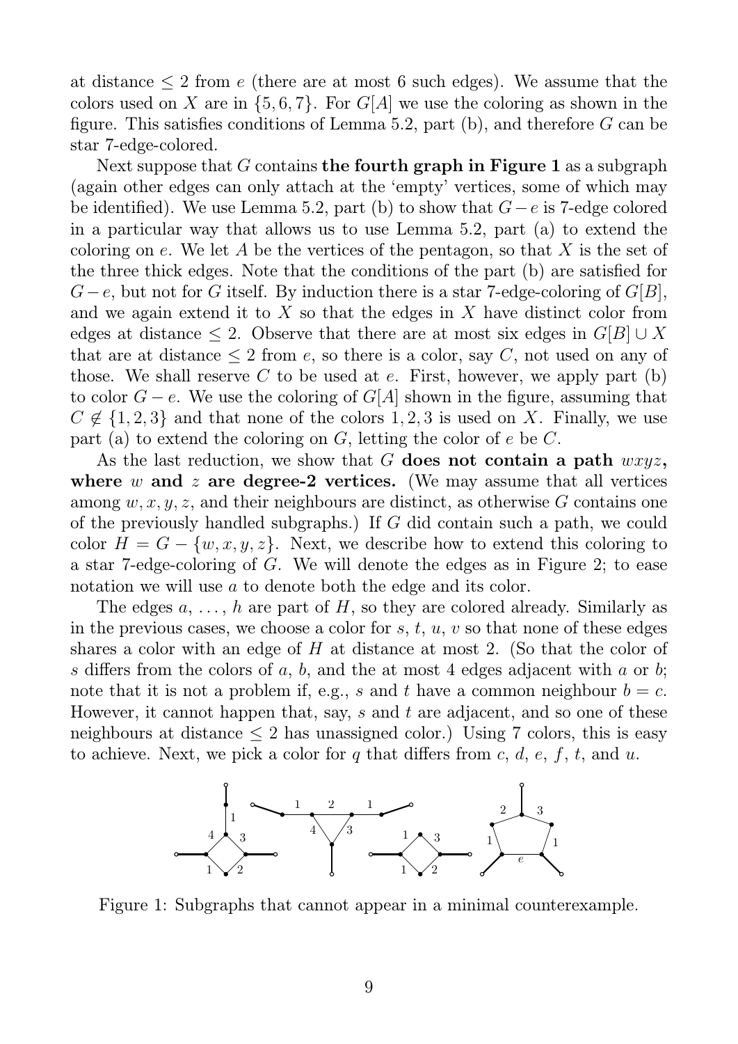at distance $\leq 2$ from $e$ (there are at most 6 such edges). We assume that the colors used on $X$ are in $\{5, 6, 7\}$. For $G[A]$ we use the coloring as shown in the figure. This satisfies conditions of Lemma 5.2, part (b), and therefore $G$ can be star 7-edge-colored.

Next suppose that $G$ contains **the fourth graph in Figure 1** as a subgraph (again other edges can only attach at the 'empty' vertices, some of which may be identified). We use Lemma 5.2, part (b) to show that $G - e$ is 7-edge colored in a particular way that allows us to use Lemma 5.2, part (a) to extend the coloring on $e$. We let $A$ be the vertices of the pentagon, so that $X$ is the set of the three thick edges. Note that the conditions of the part (b) are satisfied for $G - e$, but not for $G$ itself. By induction there is a star 7-edge-coloring of $G[B]$, and we again extend it to $X$ so that the edges in $X$ have distinct color from edges at distance $\leq 2$. Observe that there are at most six edges in $G[B] \cup X$ that are at distance $\leq 2$ from $e$, so there is a color, say $C$, not used on any of those. We shall reserve $C$ to be used at $e$. First, however, we apply part (b) to color $G - e$. We use the coloring of $G[A]$ shown in the figure, assuming that $C \notin \{1, 2, 3\}$ and that none of the colors $1, 2, 3$ is used on $X$. Finally, we use part (a) to extend the coloring on $G$, letting the color of $e$ be $C$.

As the last reduction, we show that $G$ **does not contain a path** $wxyz$**, where** $w$ **and** $z$ **are degree-2 vertices.** (We may assume that all vertices among $w, x, y, z$, and their neighbours are distinct, as otherwise $G$ contains one of the previously handled subgraphs.) If $G$ did contain such a path, we could color $H = G - \{w, x, y, z\}$. Next, we describe how to extend this coloring to a star 7-edge-coloring of $G$. We will denote the edges as in Figure 2; to ease notation we will use $a$ to denote both the edge and its color.

The edges $a, \ldots, h$ are part of $H$, so they are colored already. Similarly as in the previous cases, we choose a color for $s$, $t$, $u$, $v$ so that none of these edges shares a color with an edge of $H$ at distance at most 2. (So that the color of $s$ differs from the colors of $a$, $b$, and the at most 4 edges adjacent with $a$ or $b$; note that it is not a problem if, e.g., $s$ and $t$ have a common neighbour $b = c$. However, it cannot happen that, say, $s$ and $t$ are adjacent, and so one of these neighbours at distance $\leq 2$ has unassigned color.) Using 7 colors, this is easy to achieve. Next, we pick a color for $q$ that differs from $c$, $d$, $e$, $f$, $t$, and $u$.

Figure 1: Subgraphs that cannot appear in a minimal counterexample.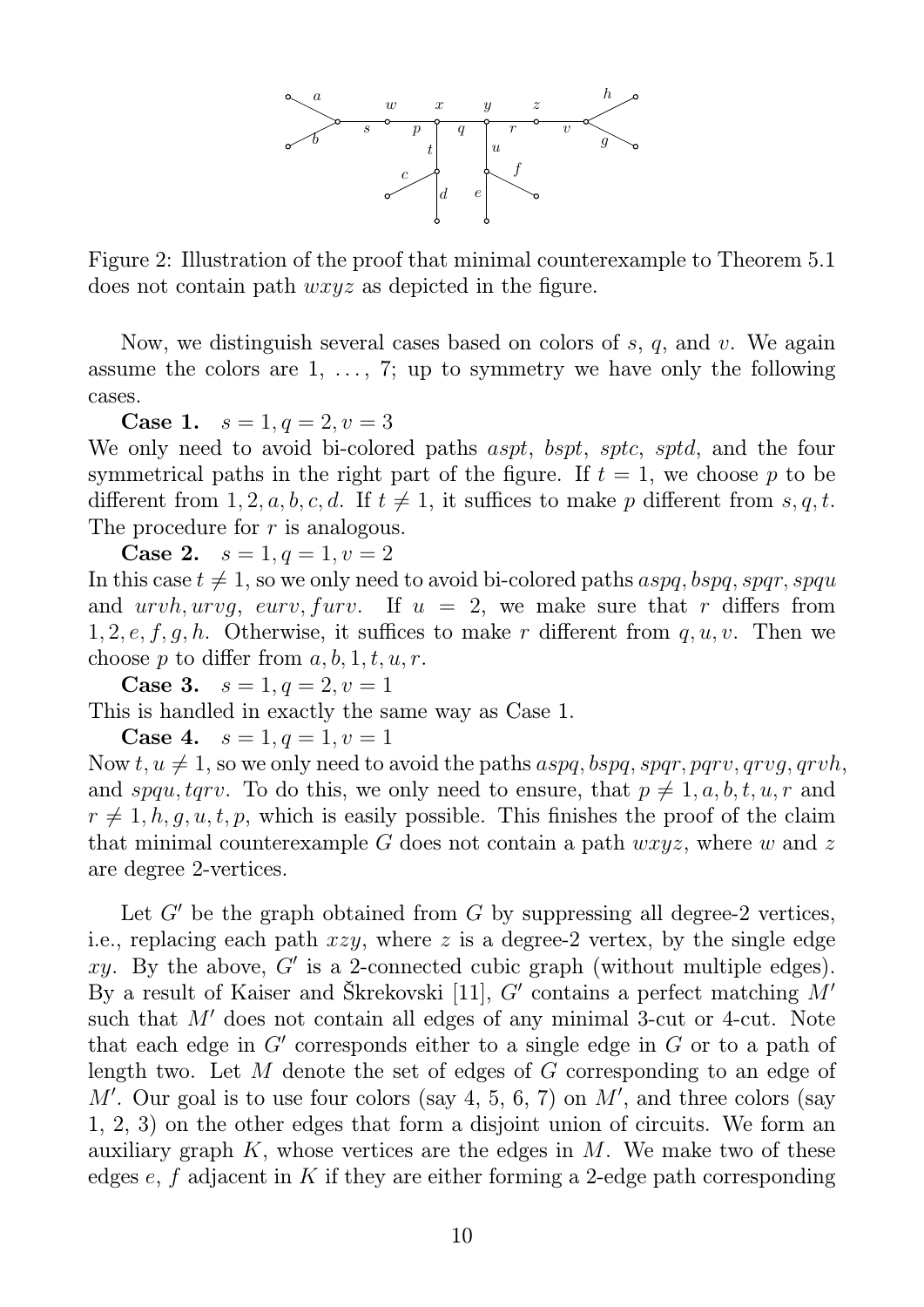Figure 2: Illustration of the proof that minimal counterexample to Theorem 5.1 does not contain path $wxyz$ as depicted in the figure.

Now, we distinguish several cases based on colors of $s$, $q$, and $v$. We again assume the colors are 1, …, 7; up to symmetry we have only the following cases.

**Case 1.** $s = 1, q = 2, v = 3$
We only need to avoid bi-colored paths $aspt$, $bspt$, $sptc$, $sptd$, and the four symmetrical paths in the right part of the figure. If $t = 1$, we choose $p$ to be different from $1, 2, a, b, c, d$. If $t \neq 1$, it suffices to make $p$ different from $s, q, t$. The procedure for $r$ is analogous.

**Case 2.** $s = 1, q = 1, v = 2$
In this case $t \neq 1$, so we only need to avoid bi-colored paths $aspq, bspq, spqr, spqu$ and $urvh, urvg$, $eurv, furv$. If $u = 2$, we make sure that $r$ differs from $1, 2, e, f, g, h$. Otherwise, it suffices to make $r$ different from $q, u, v$. Then we choose $p$ to differ from $a, b, 1, t, u, r$.

**Case 3.** $s = 1, q = 2, v = 1$
This is handled in exactly the same way as Case 1.

**Case 4.** $s = 1, q = 1, v = 1$
Now $t, u \neq 1$, so we only need to avoid the paths $aspq, bspq, spqr, pqrv, qrvg, qrvh$, and $spqu, tqrv$. To do this, we only need to ensure, that $p \neq 1, a, b, t, u, r$ and $r \neq 1, h, g, u, t, p$, which is easily possible. This finishes the proof of the claim that minimal counterexample $G$ does not contain a path $wxyz$, where $w$ and $z$ are degree 2-vertices.

Let $G'$ be the graph obtained from $G$ by suppressing all degree-2 vertices, i.e., replacing each path $xzy$, where $z$ is a degree-2 vertex, by the single edge $xy$. By the above, $G'$ is a 2-connected cubic graph (without multiple edges). By a result of Kaiser and Škrekovski [11], $G'$ contains a perfect matching $M'$ such that $M'$ does not contain all edges of any minimal 3-cut or 4-cut. Note that each edge in $G'$ corresponds either to a single edge in $G$ or to a path of length two. Let $M$ denote the set of edges of $G$ corresponding to an edge of $M'$. Our goal is to use four colors (say 4, 5, 6, 7) on $M'$, and three colors (say 1, 2, 3) on the other edges that form a disjoint union of circuits. We form an auxiliary graph $K$, whose vertices are the edges in $M$. We make two of these edges $e$, $f$ adjacent in $K$ if they are either forming a 2-edge path corresponding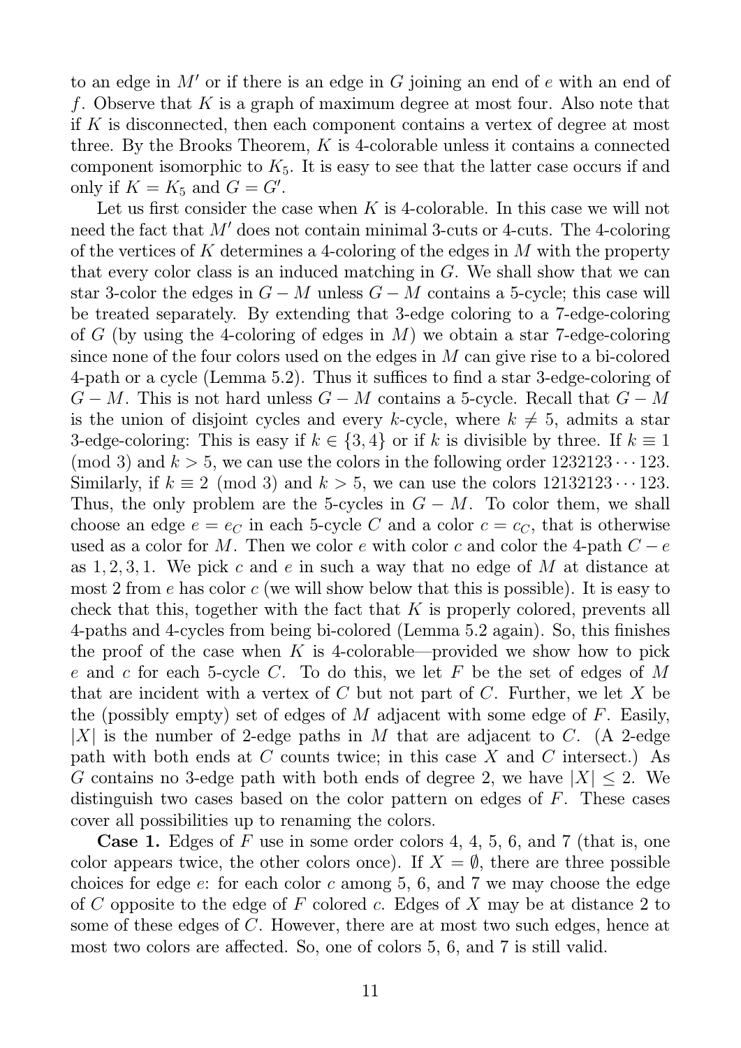to an edge in $M'$ or if there is an edge in $G$ joining an end of $e$ with an end of $f$. Observe that $K$ is a graph of maximum degree at most four. Also note that if $K$ is disconnected, then each component contains a vertex of degree at most three. By the Brooks Theorem, $K$ is 4-colorable unless it contains a connected component isomorphic to $K_5$. It is easy to see that the latter case occurs if and only if $K = K_5$ and $G = G'$.

Let us first consider the case when $K$ is 4-colorable. In this case we will not need the fact that $M'$ does not contain minimal 3-cuts or 4-cuts. The 4-coloring of the vertices of $K$ determines a 4-coloring of the edges in $M$ with the property that every color class is an induced matching in $G$. We shall show that we can star 3-color the edges in $G - M$ unless $G - M$ contains a 5-cycle; this case will be treated separately. By extending that 3-edge coloring to a 7-edge-coloring of $G$ (by using the 4-coloring of edges in $M$) we obtain a star 7-edge-coloring since none of the four colors used on the edges in $M$ can give rise to a bi-colored 4-path or a cycle (Lemma 5.2). Thus it suffices to find a star 3-edge-coloring of $G - M$. This is not hard unless $G - M$ contains a 5-cycle. Recall that $G - M$ is the union of disjoint cycles and every $k$-cycle, where $k \neq 5$, admits a star 3-edge-coloring: This is easy if $k \in \{3, 4\}$ or if $k$ is divisible by three. If $k \equiv 1 \pmod 3$ and $k > 5$, we can use the colors in the following order $1232123 \cdots 123$. Similarly, if $k \equiv 2 \pmod 3$ and $k > 5$, we can use the colors $12132123 \cdots 123$. Thus, the only problem are the 5-cycles in $G - M$. To color them, we shall choose an edge $e = e_C$ in each 5-cycle $C$ and a color $c = c_C$, that is otherwise used as a color for $M$. Then we color $e$ with color $c$ and color the 4-path $C - e$ as $1, 2, 3, 1$. We pick $c$ and $e$ in such a way that no edge of $M$ at distance at most 2 from $e$ has color $c$ (we will show below that this is possible). It is easy to check that this, together with the fact that $K$ is properly colored, prevents all 4-paths and 4-cycles from being bi-colored (Lemma 5.2 again). So, this finishes the proof of the case when $K$ is 4-colorable—provided we show how to pick $e$ and $c$ for each 5-cycle $C$. To do this, we let $F$ be the set of edges of $M$ that are incident with a vertex of $C$ but not part of $C$. Further, we let $X$ be the (possibly empty) set of edges of $M$ adjacent with some edge of $F$. Easily, $|X|$ is the number of 2-edge paths in $M$ that are adjacent to $C$. (A 2-edge path with both ends at $C$ counts twice; in this case $X$ and $C$ intersect.) As $G$ contains no 3-edge path with both ends of degree 2, we have $|X| \leq 2$. We distinguish two cases based on the color pattern on edges of $F$. These cases cover all possibilities up to renaming the colors.

**Case 1.** Edges of $F$ use in some order colors 4, 4, 5, 6, and 7 (that is, one color appears twice, the other colors once). If $X = \emptyset$, there are three possible choices for edge $e$: for each color $c$ among 5, 6, and 7 we may choose the edge of $C$ opposite to the edge of $F$ colored $c$. Edges of $X$ may be at distance 2 to some of these edges of $C$. However, there are at most two such edges, hence at most two colors are affected. So, one of colors 5, 6, and 7 is still valid.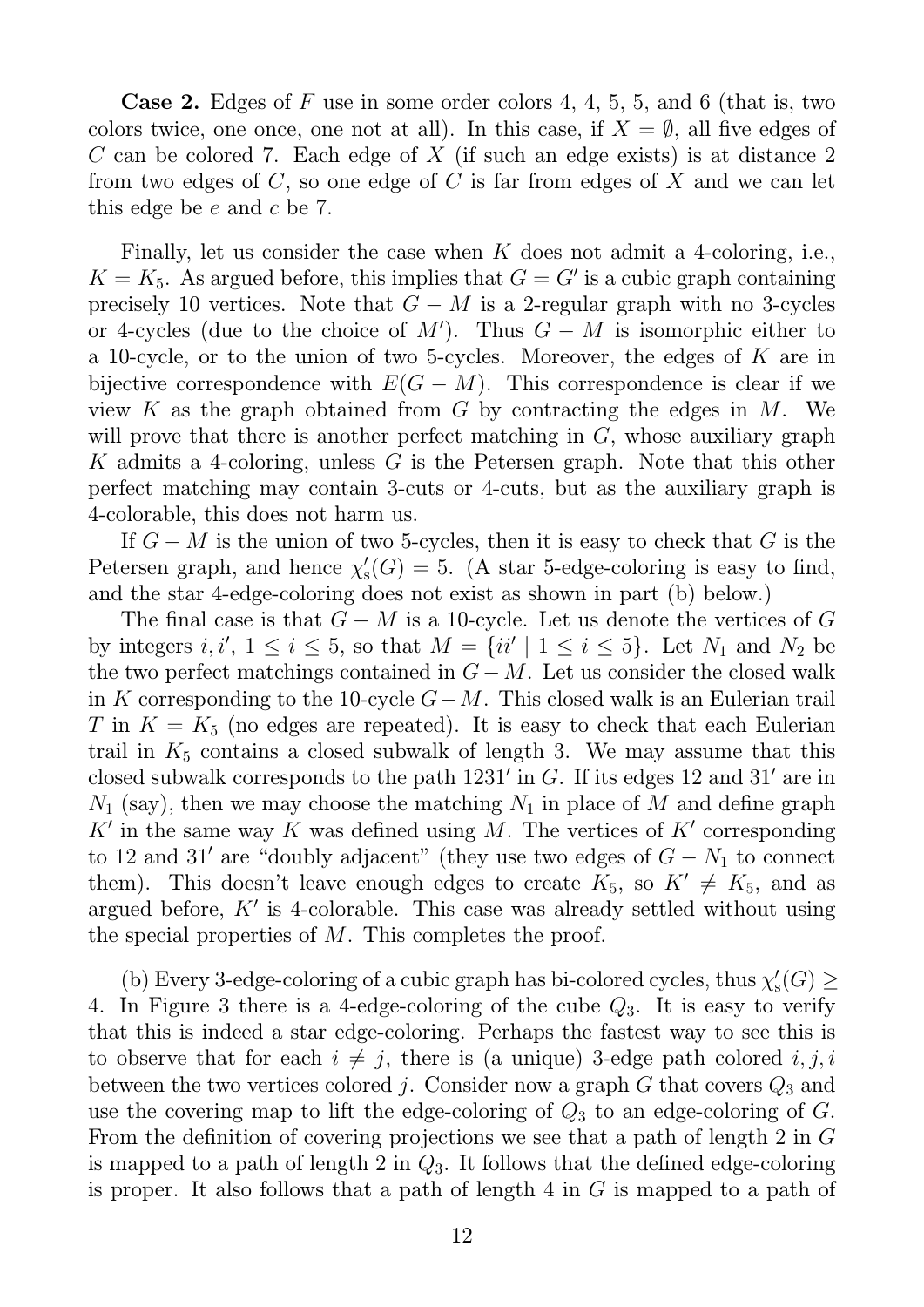**Case 2.** Edges of $F$ use in some order colors 4, 4, 5, 5, and 6 (that is, two colors twice, one once, one not at all). In this case, if $X = \emptyset$, all five edges of $C$ can be colored 7. Each edge of $X$ (if such an edge exists) is at distance 2 from two edges of $C$, so one edge of $C$ is far from edges of $X$ and we can let this edge be $e$ and $c$ be 7.

Finally, let us consider the case when $K$ does not admit a 4-coloring, i.e., $K = K_5$. As argued before, this implies that $G = G'$ is a cubic graph containing precisely 10 vertices. Note that $G - M$ is a 2-regular graph with no 3-cycles or 4-cycles (due to the choice of $M'$). Thus $G - M$ is isomorphic either to a 10-cycle, or to the union of two 5-cycles. Moreover, the edges of $K$ are in bijective correspondence with $E(G - M)$. This correspondence is clear if we view $K$ as the graph obtained from $G$ by contracting the edges in $M$. We will prove that there is another perfect matching in $G$, whose auxiliary graph $K$ admits a 4-coloring, unless $G$ is the Petersen graph. Note that this other perfect matching may contain 3-cuts or 4-cuts, but as the auxiliary graph is 4-colorable, this does not harm us.

If $G - M$ is the union of two 5-cycles, then it is easy to check that $G$ is the Petersen graph, and hence $\chi'_s(G) = 5$. (A star 5-edge-coloring is easy to find, and the star 4-edge-coloring does not exist as shown in part (b) below.)

The final case is that $G - M$ is a 10-cycle. Let us denote the vertices of $G$ by integers $i, i'$, $1 \le i \le 5$, so that $M = \{ii' \mid 1 \le i \le 5\}$. Let $N_1$ and $N_2$ be the two perfect matchings contained in $G - M$. Let us consider the closed walk in $K$ corresponding to the 10-cycle $G - M$. This closed walk is an Eulerian trail $T$ in $K = K_5$ (no edges are repeated). It is easy to check that each Eulerian trail in $K_5$ contains a closed subwalk of length 3. We may assume that this closed subwalk corresponds to the path $1231'$ in $G$. If its edges 12 and $31'$ are in $N_1$ (say), then we may choose the matching $N_1$ in place of $M$ and define graph $K'$ in the same way $K$ was defined using $M$. The vertices of $K'$ corresponding to 12 and $31'$ are "doubly adjacent" (they use two edges of $G - N_1$ to connect them). This doesn't leave enough edges to create $K_5$, so $K' \neq K_5$, and as argued before, $K'$ is 4-colorable. This case was already settled without using the special properties of $M$. This completes the proof.

(b) Every 3-edge-coloring of a cubic graph has bi-colored cycles, thus $\chi'_s(G) \ge 4$. In Figure 3 there is a 4-edge-coloring of the cube $Q_3$. It is easy to verify that this is indeed a star edge-coloring. Perhaps the fastest way to see this is to observe that for each $i \neq j$, there is (a unique) 3-edge path colored $i, j, i$ between the two vertices colored $j$. Consider now a graph $G$ that covers $Q_3$ and use the covering map to lift the edge-coloring of $Q_3$ to an edge-coloring of $G$. From the definition of covering projections we see that a path of length 2 in $G$ is mapped to a path of length 2 in $Q_3$. It follows that the defined edge-coloring is proper. It also follows that a path of length 4 in $G$ is mapped to a path of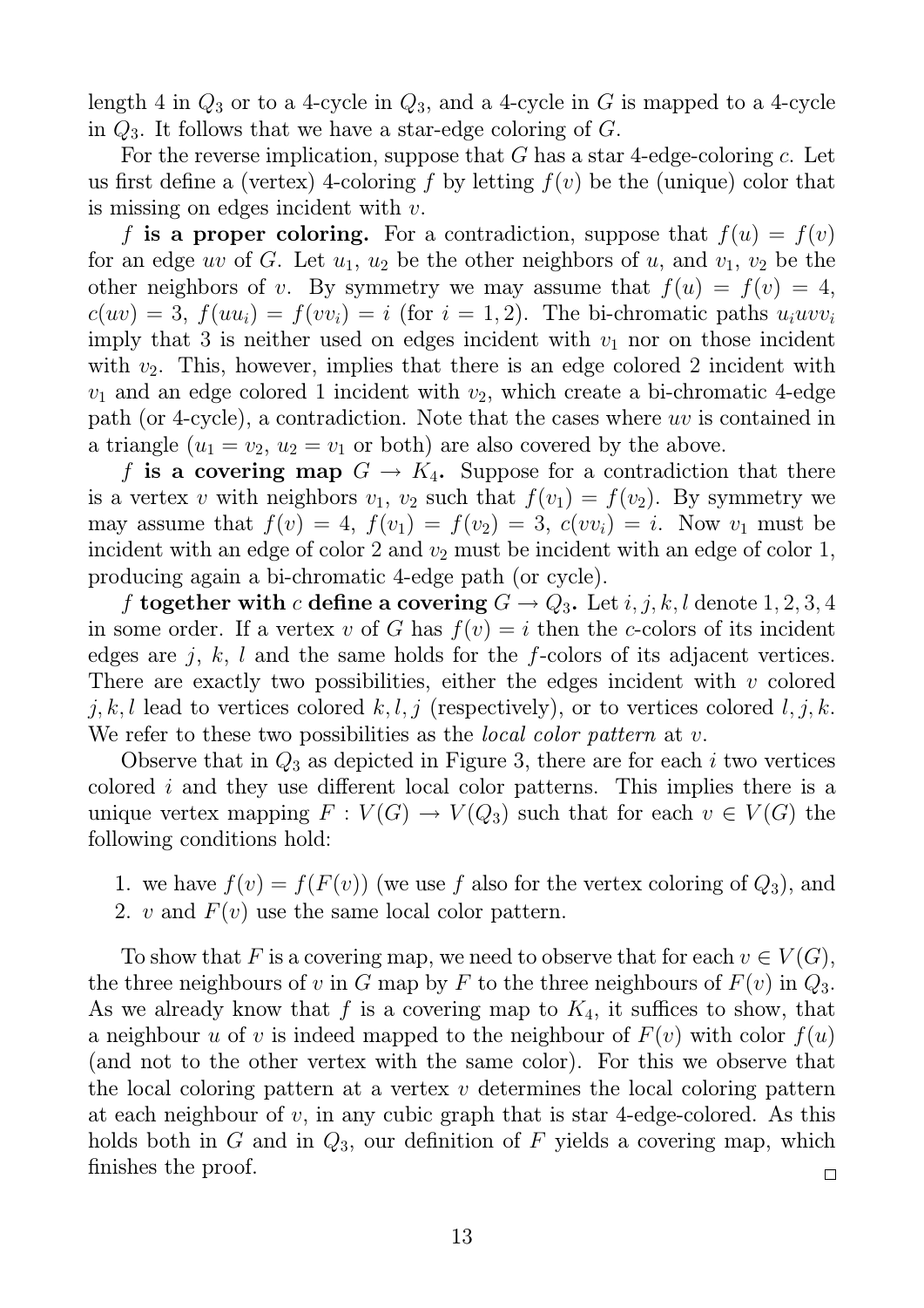length 4 in $Q_3$ or to a 4-cycle in $Q_3$, and a 4-cycle in $G$ is mapped to a 4-cycle in $Q_3$. It follows that we have a star-edge coloring of $G$.

For the reverse implication, suppose that $G$ has a star 4-edge-coloring $c$. Let us first define a (vertex) 4-coloring $f$ by letting $f(v)$ be the (unique) color that is missing on edges incident with $v$.

$f$ **is a proper coloring.** For a contradiction, suppose that $f(u) = f(v)$ for an edge $uv$ of $G$. Let $u_1$, $u_2$ be the other neighbors of $u$, and $v_1$, $v_2$ be the other neighbors of $v$. By symmetry we may assume that $f(u) = f(v) = 4$, $c(uv) = 3$, $f(uu_i) = f(vv_i) = i$ (for $i = 1, 2$). The bi-chromatic paths $u_iuvv_i$ imply that 3 is neither used on edges incident with $v_1$ nor on those incident with $v_2$. This, however, implies that there is an edge colored 2 incident with $v_1$ and an edge colored 1 incident with $v_2$, which create a bi-chromatic 4-edge path (or 4-cycle), a contradiction. Note that the cases where $uv$ is contained in a triangle ($u_1 = v_2$, $u_2 = v_1$ or both) are also covered by the above.

$f$ **is a covering map $G \to K_4$.** Suppose for a contradiction that there is a vertex $v$ with neighbors $v_1$, $v_2$ such that $f(v_1) = f(v_2)$. By symmetry we may assume that $f(v) = 4$, $f(v_1) = f(v_2) = 3$, $c(vv_i) = i$. Now $v_1$ must be incident with an edge of color 2 and $v_2$ must be incident with an edge of color 1, producing again a bi-chromatic 4-edge path (or cycle).

$f$ **together with $c$ define a covering $G \to Q_3$.** Let $i, j, k, l$ denote $1, 2, 3, 4$ in some order. If a vertex $v$ of $G$ has $f(v) = i$ then the $c$-colors of its incident edges are $j$, $k$, $l$ and the same holds for the $f$-colors of its adjacent vertices. There are exactly two possibilities, either the edges incident with $v$ colored $j, k, l$ lead to vertices colored $k, l, j$ (respectively), or to vertices colored $l, j, k$. We refer to these two possibilities as the *local color pattern* at $v$.

Observe that in $Q_3$ as depicted in Figure 3, there are for each $i$ two vertices colored $i$ and they use different local color patterns. This implies there is a unique vertex mapping $F : V(G) \to V(Q_3)$ such that for each $v \in V(G)$ the following conditions hold:

1. we have $f(v) = f(F(v))$ (we use $f$ also for the vertex coloring of $Q_3$), and
2. $v$ and $F(v)$ use the same local color pattern.

To show that $F$ is a covering map, we need to observe that for each $v \in V(G)$, the three neighbours of $v$ in $G$ map by $F$ to the three neighbours of $F(v)$ in $Q_3$. As we already know that $f$ is a covering map to $K_4$, it suffices to show, that a neighbour $u$ of $v$ is indeed mapped to the neighbour of $F(v)$ with color $f(u)$ (and not to the other vertex with the same color). For this we observe that the local coloring pattern at a vertex $v$ determines the local coloring pattern at each neighbour of $v$, in any cubic graph that is star 4-edge-colored. As this holds both in $G$ and in $Q_3$, our definition of $F$ yields a covering map, which finishes the proof. □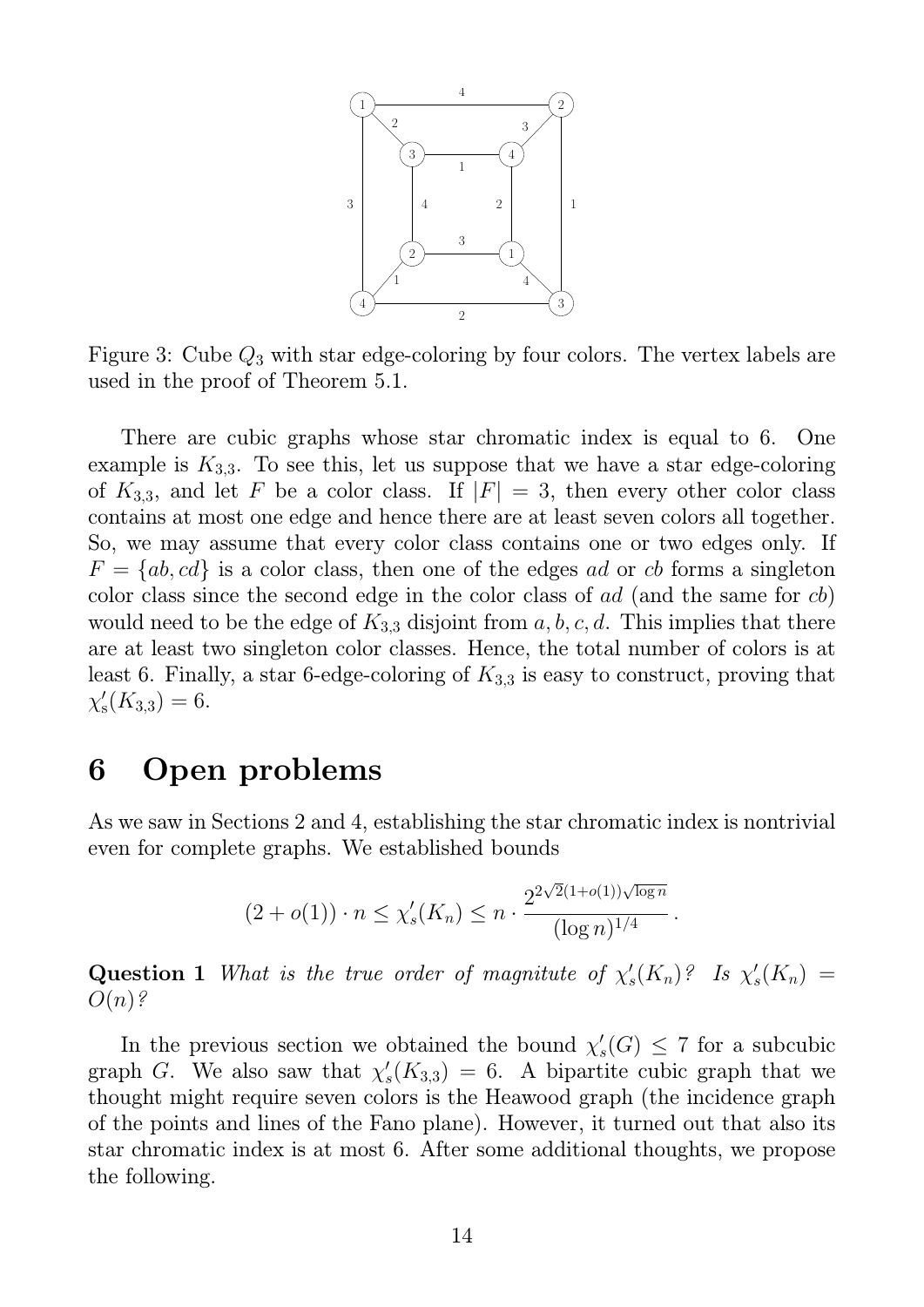Figure 3: Cube $Q_3$ with star edge-coloring by four colors. The vertex labels are used in the proof of Theorem 5.1.

There are cubic graphs whose star chromatic index is equal to 6. One example is $K_{3,3}$. To see this, let us suppose that we have a star edge-coloring of $K_{3,3}$, and let $F$ be a color class. If $|F| = 3$, then every other color class contains at most one edge and hence there are at least seven colors all together. So, we may assume that every color class contains one or two edges only. If $F = \{ab, cd\}$ is a color class, then one of the edges $ad$ or $cb$ forms a singleton color class since the second edge in the color class of $ad$ (and the same for $cb$) would need to be the edge of $K_{3,3}$ disjoint from $a, b, c, d$. This implies that there are at least two singleton color classes. Hence, the total number of colors is at least 6. Finally, a star 6-edge-coloring of $K_{3,3}$ is easy to construct, proving that $\chi'_s(K_{3,3}) = 6$.

# 6 Open problems

As we saw in Sections 2 and 4, establishing the star chromatic index is nontrivial even for complete graphs. We established bounds

$$(2 + o(1)) \cdot n \le \chi'_s(K_n) \le n \cdot \frac{2^{2\sqrt{2}(1+o(1))\sqrt{\log n}}}{(\log n)^{1/4}}.$$

**Question 1** *What is the true order of magnitute of $\chi'_s(K_n)$? Is $\chi'_s(K_n) = O(n)$?*

In the previous section we obtained the bound $\chi'_s(G) \le 7$ for a subcubic graph $G$. We also saw that $\chi'_s(K_{3,3}) = 6$. A bipartite cubic graph that we thought might require seven colors is the Heawood graph (the incidence graph of the points and lines of the Fano plane). However, it turned out that also its star chromatic index is at most 6. After some additional thoughts, we propose the following.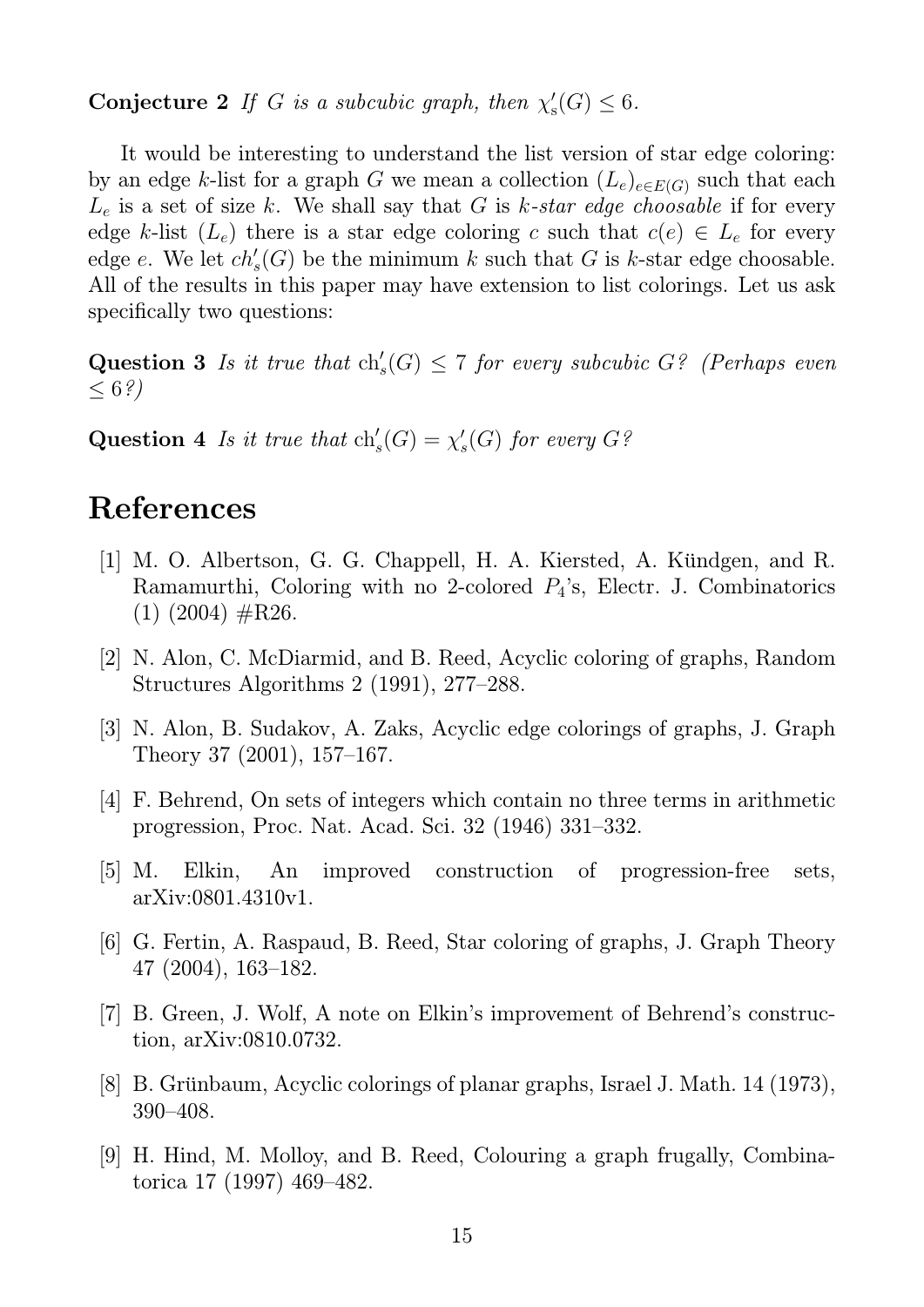**Conjecture 2** *If $G$ is a subcubic graph, then $\chi'_s(G) \le 6$.*

It would be interesting to understand the list version of star edge coloring: by an edge $k$-list for a graph $G$ we mean a collection $(L_e)_{e \in E(G)}$ such that each $L_e$ is a set of size $k$. We shall say that $G$ is *$k$-star edge choosable* if for every edge $k$-list $(L_e)$ there is a star edge coloring $c$ such that $c(e) \in L_e$ for every edge $e$. We let $ch'_s(G)$ be the minimum $k$ such that $G$ is $k$-star edge choosable. All of the results in this paper may have extension to list colorings. Let us ask specifically two questions:

**Question 3** *Is it true that $\mathrm{ch}'_s(G) \le 7$ for every subcubic $G$? (Perhaps even $\le 6$?)*

**Question 4** *Is it true that $\mathrm{ch}'_s(G) = \chi'_s(G)$ for every $G$?*

# References

[1] M. O. Albertson, G. G. Chappell, H. A. Kiersted, A. Kündgen, and R. Ramamurthi, Coloring with no 2-colored $P_4$'s, Electr. J. Combinatorics (1) (2004) #R26.

[2] N. Alon, C. McDiarmid, and B. Reed, Acyclic coloring of graphs, Random Structures Algorithms 2 (1991), 277–288.

[3] N. Alon, B. Sudakov, A. Zaks, Acyclic edge colorings of graphs, J. Graph Theory 37 (2001), 157–167.

[4] F. Behrend, On sets of integers which contain no three terms in arithmetic progression, Proc. Nat. Acad. Sci. 32 (1946) 331–332.

[5] M. Elkin, An improved construction of progression-free sets, arXiv:0801.4310v1.

[6] G. Fertin, A. Raspaud, B. Reed, Star coloring of graphs, J. Graph Theory 47 (2004), 163–182.

[7] B. Green, J. Wolf, A note on Elkin's improvement of Behrend's construction, arXiv:0810.0732.

[8] B. Grünbaum, Acyclic colorings of planar graphs, Israel J. Math. 14 (1973), 390–408.

[9] H. Hind, M. Molloy, and B. Reed, Colouring a graph frugally, Combinatorica 17 (1997) 469–482.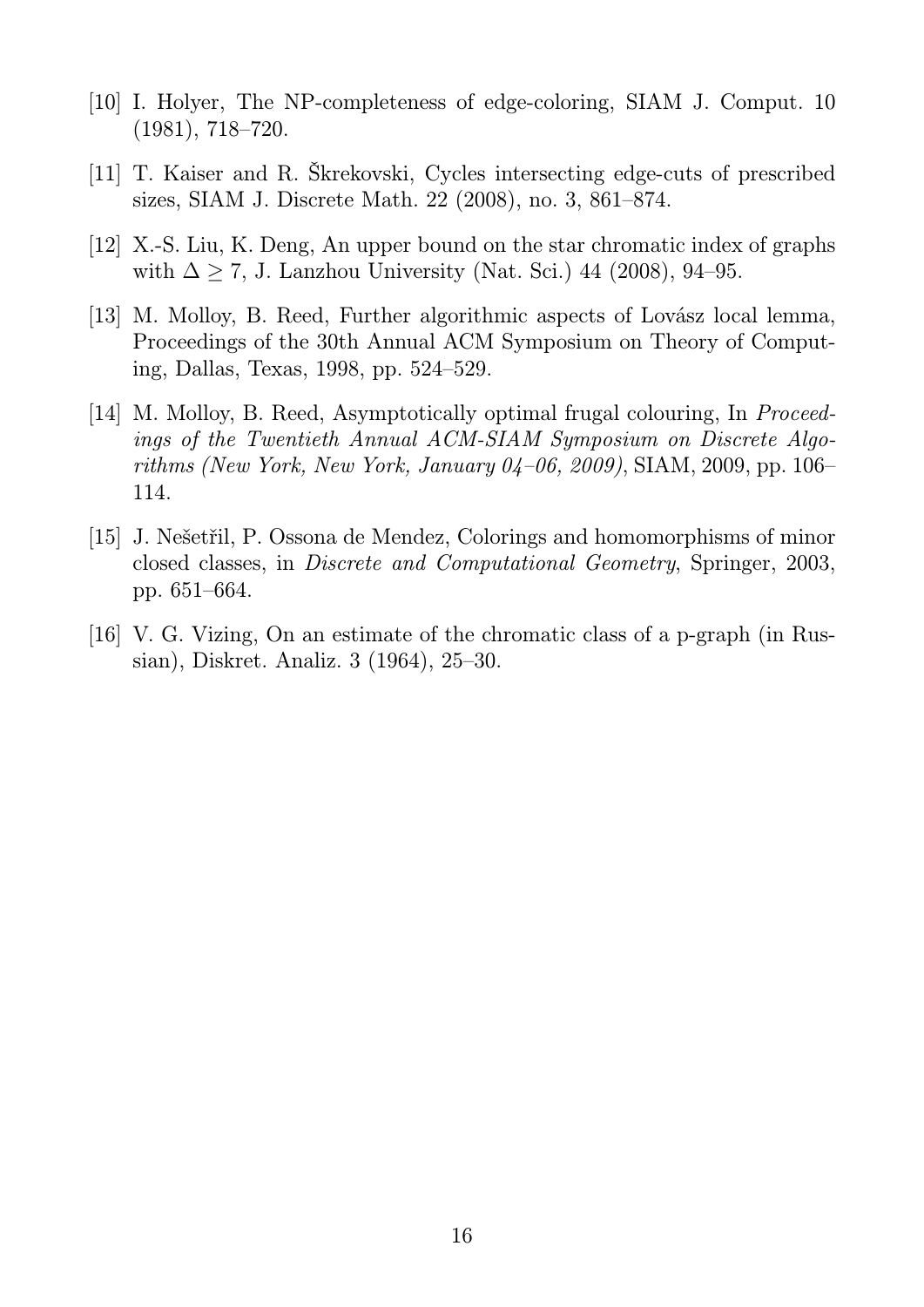[10] I. Holyer, The NP-completeness of edge-coloring, SIAM J. Comput. 10 (1981), 718–720.

[11] T. Kaiser and R. Škrekovski, Cycles intersecting edge-cuts of prescribed sizes, SIAM J. Discrete Math. 22 (2008), no. 3, 861–874.

[12] X.-S. Liu, K. Deng, An upper bound on the star chromatic index of graphs with $\Delta \geq 7$, J. Lanzhou University (Nat. Sci.) 44 (2008), 94–95.

[13] M. Molloy, B. Reed, Further algorithmic aspects of Lovász local lemma, Proceedings of the 30th Annual ACM Symposium on Theory of Computing, Dallas, Texas, 1998, pp. 524–529.

[14] M. Molloy, B. Reed, Asymptotically optimal frugal colouring, In *Proceedings of the Twentieth Annual ACM-SIAM Symposium on Discrete Algorithms (New York, New York, January 04–06, 2009)*, SIAM, 2009, pp. 106–114.

[15] J. Nešetřil, P. Ossona de Mendez, Colorings and homomorphisms of minor closed classes, in *Discrete and Computational Geometry*, Springer, 2003, pp. 651–664.

[16] V. G. Vizing, On an estimate of the chromatic class of a p-graph (in Russian), Diskret. Analiz. 3 (1964), 25–30.